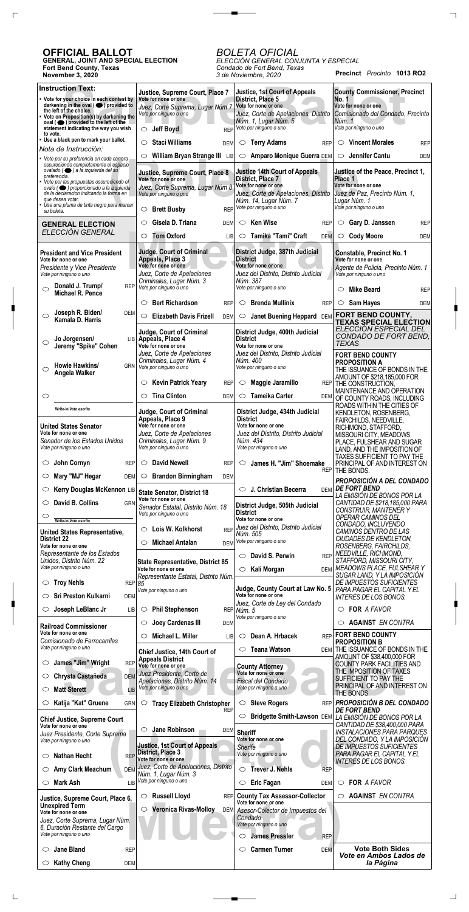# OFFICIAL BALLOT

**GENERAL, JOINT AND SPECIAL ELECTION**
**Fort Bend County, Texas**
**November 3, 2020**

*BOLETA OFICIAL*
*ELECCIÓN GENERAL CONJUNTA Y ESPECIAL*
*Condado de Fort Bend, Texas*
*3 de Noviembre, 2020*

**Precinct** *Precinto* **1013 RO2**

### Instruction Text:

- Vote for your choice in each contest by darkening in the oval (⬬) provided to the left of the choice.
- Vote on Proposition(s) by darkening the oval (⬬) provided to the left of the statement indicating the way you wish to vote.
- Use a black pen to mark your ballot.

*Nota de Instrucción:*

- *Vote por su preferencia en cada carrera oscureciendo completamente el espacio ovalado (⬬) a la izquierda del su preferencia.*
- *Vote por las propuestas oscureciendo el ovalo (⬬) proporcionado a la izquierda de la declaracion indicando la forma en que desea votar.*
- *Use una pluma de tinta negro para marcar su boleta.*

## GENERAL ELECTION
*ELECCIÓN GENERAL*

**President and Vice President**
**Vote for none or one**
*Presidente y Vice Presidente*
*Vote por ninguno o uno*

- ○ **Donald J. Trump/ Michael R. Pence** REP
- ○ **Joseph R. Biden/ Kamala D. Harris** DEM
- ○ **Jo Jorgensen/ Jeremy "Spike" Cohen** LIB
- ○ **Howie Hawkins/ Angela Walker** GRN
- ○ ________ Write-in/*Voto escrito*

**United States Senator**
**Vote for none or one**
*Senador de los Estados Unidos*
*Vote por ninguno o uno*

- ○ **John Cornyn** REP
- ○ **Mary "MJ" Hegar** DEM
- ○ **Kerry Douglas McKennon** LIB
- ○ **David B. Collins** GRN
- ○ ________ Write-in/*Voto escrito*

**United States Representative, District 22**
**Vote for none or one**
*Representante de los Estados Unidos, Distrito Núm. 22*
*Vote por ninguno o uno*

- ○ **Troy Nehls** REP
- ○ **Sri Preston Kulkarni** DEM
- ○ **Joseph LeBlanc Jr** LIB

**Railroad Commissioner**
**Vote for none or one**
*Comisionado de Ferrocarriles*
*Vote por ninguno o uno*

- ○ **James "Jim" Wright** REP
- ○ **Chrysta Castañeda** DEM
- ○ **Matt Sterett** LIB
- ○ **Katija "Kat" Gruene** GRN

**Chief Justice, Supreme Court**
**Vote for none or one**
*Juez Presidente, Corte Suprema*
*Vote por ninguno o uno*

- ○ **Nathan Hecht** REP
- ○ **Amy Clark Meachum** DEM
- ○ **Mark Ash** LIB

**Justice, Supreme Court, Place 6, Unexpired Term**
**Vote for none or one**
*Juez, Corte Suprema, Lugar Núm. 6, Duración Restante del Cargo*
*Vote por ninguno o uno*

- ○ **Jane Bland** REP
- ○ **Kathy Cheng** DEM

**Justice, Supreme Court, Place 7**
**Vote for none or one**
*Juez, Corte Suprema, Lugar Núm 7*
*Vote por ninguno o uno*

- ○ **Jeff Boyd** REP
- ○ **Staci Williams** DEM
- ○ **William Bryan Strange III** LIB

**Justice, Supreme Court, Place 8**
**Vote for none or one**
*Juez, Corte Suprema, Lugar Núm 8*
*Vote por ninguno o uno*

- ○ **Brett Busby** REP
- ○ **Gisela D. Triana** DEM
- ○ **Tom Oxford** LIB

**Judge, Court of Criminal Appeals, Place 3**
**Vote for none or one**
*Juez, Corte de Apelaciones Criminales, Lugar Núm. 3*
*Vote por ninguno o uno*

- ○ **Bert Richardson** REP
- ○ **Elizabeth Davis Frizell** DEM

**Judge, Court of Criminal Appeals, Place 4**
**Vote for none or one**
*Juez, Corte de Apelaciones Criminales, Lugar Núm. 4*
*Vote por ninguno o uno*

- ○ **Kevin Patrick Yeary** REP
- ○ **Tina Clinton** DEM

**Judge, Court of Criminal Appeals, Place 9**
**Vote for none or one**
*Juez, Corte de Apelaciones Criminales, Lugar Núm. 9*
*Vote por ninguno o uno*

- ○ **David Newell** REP
- ○ **Brandon Birmingham** DEM

**State Senator, District 18**
**Vote for none or one**
*Senador Estatal, Distrito Núm. 18*
*Vote por ninguno o uno*

- ○ **Lois W. Kolkhorst** REP
- ○ **Michael Antalan** DEM

**State Representative, District 85**
**Vote for none or one**
*Representante Estatal, Distrito Núm. 85*
*Vote por ninguno o uno*

- ○ **Phil Stephenson** REP
- ○ **Joey Cardenas III** DEM
- ○ **Michael L. Miller** LIB

**Chief Justice, 14th Court of Appeals District**
**Vote for none or one**
*Juez Presidente, Corte de Apelaciones, Distrito Núm. 14*
*Vote por ninguno o uno*

- ○ **Tracy Elizabeth Christopher** REP
- ○ **Jane Robinson** DEM

**Justice, 1st Court of Appeals District, Place 3**
**Vote for none or one**
*Juez, Corte de Apelaciones, Distrito Núm. 1, Lugar Núm. 3*
*Vote por ninguno o uno*

- ○ **Russell Lloyd** REP
- ○ **Veronica Rivas-Molloy** DEM

**Justice, 1st Court of Appeals District, Place 5**
**Vote for none or one**
*Juez, Corte de Apelaciones, Distrito Núm. 1, Lugar Núm. 5*
*Vote por ninguno o uno*

- ○ **Terry Adams** REP
- ○ **Amparo Monique Guerra** DEM

**Justice 14th Court of Appeals District, Place 7**
**Vote for none or one**
*Juez, Corte de Apelaciones, Distrito Núm. 14, Lugar Núm. 7*
*Vote por ninguno o uno*

- ○ **Ken Wise** REP
- ○ **Tamika "Tami" Craft** DEM

**District Judge, 387th Judicial District**
**Vote for none or one**
*Juez del Distrito, Distrito Judicial Núm. 387*
*Vote por ninguno o uno*

- ○ **Brenda Mullinix** REP
- ○ **Janet Buening Heppard** DEM

**District Judge, 400th Judicial District**
**Vote for none or one**
*Juez del Distrito, Distrito Judicial Núm. 400*
*Vote por ninguno o uno*

- ○ **Maggie Jaramillo** REP
- ○ **Tameika Carter** DEM

**District Judge, 434th Judicial District**
**Vote for none or one**
*Juez del Distrito, Distrito Judicial Núm. 434*
*Vote por ninguno o uno*

- ○ **James H. "Jim" Shoemake** REP
- ○ **J. Christian Becerra** DEM

**District Judge, 505th Judicial District**
**Vote for none or one**
*Juez del Distrito, Distrito Judicial Núm. 505*
*Vote por ninguno o uno*

- ○ **David S. Perwin** REP
- ○ **Kali Morgan** DEM

**Judge, County Court at Law No. 5**
**Vote for none or one**
*Juez, Corte de Ley del Condado Núm. 5*
*Vote por ninguno o uno*

- ○ **Dean A. Hrbacek** REP
- ○ **Teana Watson** DEM

**County Attorney**
**Vote for none or one**
*Fiscal del Condado*
*Vote por ninguno o uno*

- ○ **Steve Rogers** REP
- ○ **Bridgette Smith-Lawson** DEM

**Sheriff**
**Vote for none or one**
*Sherife*
*Vote por ninguno o uno*

- ○ **Trever J. Nehls** REP
- ○ **Eric Fagan** DEM

**County Tax Assessor-Collector**
**Vote for none or one**
*Asesor-Colector de Impuestos del Condado*
*Vote por ninguno o uno*

- ○ **James Pressler** REP
- ○ **Carmen Turner** DEM

**County Commissioner, Precinct No. 1**
**Vote for none or one**
*Comisionado del Condado, Precinto Núm. 1*
*Vote por ninguno o uno*

- ○ **Vincent Morales** REP
- ○ **Jennifer Cantu** DEM

**Justice of the Peace, Precinct 1, Place 1**
**Vote for none or one**
*Juez de Paz, Precinto Núm. 1, Lugar Núm. 1*
*Vote por ninguno o uno*

- ○ **Gary D. Janssen** REP
- ○ **Cody Moore** DEM

**Constable, Precinct No. 1**
**Vote for none or one**
*Agente de Policía, Precinto Núm. 1*
*Vote por ninguno o uno*

- ○ **Mike Beard** REP
- ○ **Sam Hayes** DEM

## FORT BEND COUNTY, TEXAS SPECIAL ELECTION
*ELECCIÓN ESPECIAL DEL CONDADO DE FORT BEND, TEXAS*

**FORT BEND COUNTY PROPOSITION A**

THE ISSUANCE OF BONDS IN THE AMOUNT OF $218,185,000 FOR THE CONSTRUCTION, MAINTENANCE AND OPERATION OF COUNTY ROADS, INCLUDING ROADS WITHIN THE CITIES OF KENDLETON, ROSENBERG, FAIRCHILDS, NEEDVILLE, RICHMOND, STAFFORD, MISSOURI CITY, MEADOWS PLACE, FULSHEAR AND SUGAR LAND, AND THE IMPOSITION OF TAXES SUFFICIENT TO PAY THE PRINCIPAL OF AND INTEREST ON THE BONDS.

***PROPOSICIÓN A DEL CONDADO DE FORT BEND***

*LA EMISIÓN DE BONOS POR LA CANTIDAD DE $218,185,000 PARA CONSTRUIR, MANTENER Y OPERAR CAMINOS DEL CONDADO, INCLUYENDO CAMINOS DENTRO DE LAS CIUDADES DE KENDLETON, ROSENBERG, FAIRCHILDS, NEEDVILLE, RICHMOND, STAFFORD, MISSOURI CITY, MEADOWS PLACE, FULSHEAR Y SUGAR LAND, Y LA IMPOSICIÓN DE IMPUESTOS SUFICIENTES PARA PAGAR EL CAPITAL Y EL INTERÉS DE LOS BONOS.*

- ○ **FOR** *A FAVOR*
- ○ **AGAINST** *EN CONTRA*

**FORT BEND COUNTY PROPOSITION B**

THE ISSUANCE OF BONDS IN THE AMOUNT OF $38,400,000 FOR COUNTY PARK FACILITIES AND THE IMPOSITION OF TAXES SUFFICIENT TO PAY THE PRINCIPAL OF AND INTEREST ON THE BONDS.

***PROPOSICIÓN B DEL CONDADO DE FORT BEND***

*LA EMISIÓN DE BONOS POR LA CANTIDAD DE $38,400,000 PARA INSTALACIONES PARA PARQUES DEL CONDADO, Y LA IMPOSICIÓN DE IMPUESTOS SUFICIENTES PARA PAGAR EL CAPITAL Y EL INTERÉS DE LOS BONOS.*

- ○ **FOR** *A FAVOR*
- ○ **AGAINST** *EN CONTRA*

**Vote Both Sides**
***Vote en Ambos Lados de la Página***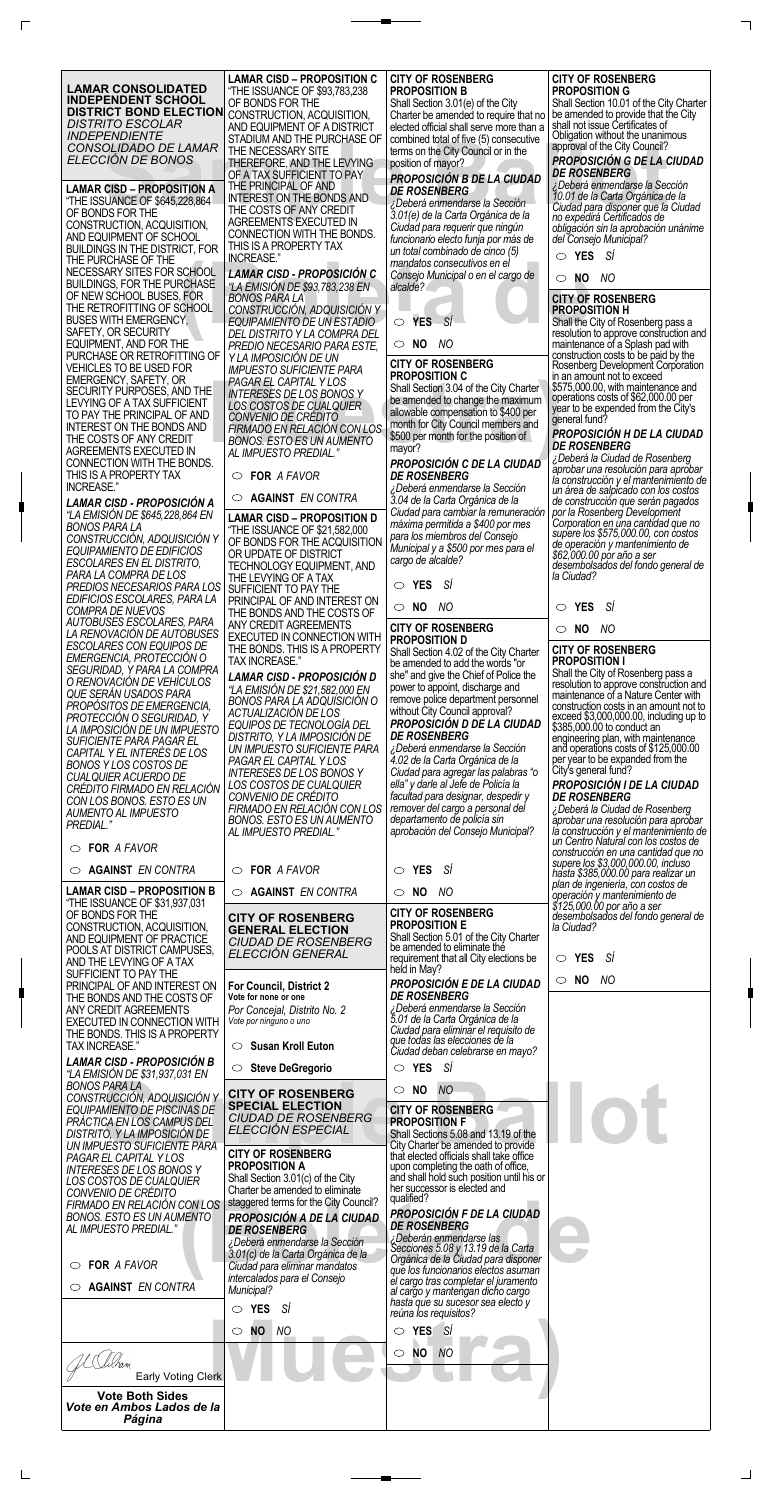## LAMAR CONSOLIDATED INDEPENDENT SCHOOL DISTRICT BOND ELECTION

*DISTRITO ESCOLAR INDEPENDIENTE CONSOLIDADO DE LAMAR ELECCIÓN DE BONOS*

**LAMAR CISD – PROPOSITION A**

"THE ISSUANCE OF $645,228,864 OF BONDS FOR THE CONSTRUCTION, ACQUISITION, AND EQUIPMENT OF SCHOOL BUILDINGS IN THE DISTRICT, FOR THE PURCHASE OF THE NECESSARY SITES FOR SCHOOL BUILDINGS, FOR THE PURCHASE OF NEW SCHOOL BUSES, FOR THE RETROFITTING OF SCHOOL BUSES WITH EMERGENCY, SAFETY, OR SECURITY EQUIPMENT, AND FOR THE PURCHASE OR RETROFITTING OF VEHICLES TO BE USED FOR EMERGENCY, SAFETY, OR SECURITY PURPOSES, AND THE LEVYING OF A TAX SUFFICIENT TO PAY THE PRINCIPAL OF AND INTEREST ON THE BONDS AND THE COSTS OF ANY CREDIT AGREEMENTS EXECUTED IN CONNECTION WITH THE BONDS. THIS IS A PROPERTY TAX INCREASE."

***LAMAR CISD - PROPOSICIÓN A***

*"LA EMISIÓN DE $645,228,864 EN BONOS PARA LA CONSTRUCCIÓN, ADQUISICIÓN Y EQUIPAMIENTO DE EDIFICIOS ESCOLARES EN EL DISTRITO, PARA LA COMPRA DE LOS PREDIOS NECESARIOS PARA LOS EDIFICIOS ESCOLARES, PARA LA COMPRA DE NUEVOS AUTOBUSES ESCOLARES, PARA LA RENOVACIÓN DE AUTOBUSES ESCOLARES CON EQUIPOS DE EMERGENCIA, PROTECCIÓN O SEGURIDAD, Y PARA LA COMPRA O RENOVACIÓN DE VEHÍCULOS QUE SERÁN USADOS PARA PROPÓSITOS DE EMERGENCIA, PROTECCIÓN O SEGURIDAD, Y LA IMPOSICIÓN DE UN IMPUESTO SUFICIENTE PARA PAGAR EL CAPITAL Y EL INTERÉS DE LOS BONOS Y LOS COSTOS DE CUALQUIER ACUERDO DE CRÉDITO FIRMADO EN RELACIÓN CON LOS BONOS. ESTO ES UN AUMENTO AL IMPUESTO PREDIAL."*

○ **FOR** *A FAVOR*

○ **AGAINST** *EN CONTRA*

**LAMAR CISD – PROPOSITION B**

"THE ISSUANCE OF $31,937,031 OF BONDS FOR THE CONSTRUCTION, ACQUISITION, AND EQUIPMENT OF PRACTICE POOLS AT DISTRICT CAMPUSES, AND THE LEVYING OF A TAX SUFFICIENT TO PAY THE PRINCIPAL OF AND INTEREST ON THE BONDS AND THE COSTS OF ANY CREDIT AGREEMENTS EXECUTED IN CONNECTION WITH THE BONDS. THIS IS A PROPERTY TAX INCREASE."

***LAMAR CISD - PROPOSICIÓN B***

*"LA EMISIÓN DE $31,937,031 EN BONOS PARA LA CONSTRUCCIÓN, ADQUISICIÓN Y EQUIPAMIENTO DE PISCINAS DE PRÁCTICA EN LOS CAMPUS DEL DISTRITO, Y LA IMPOSICIÓN DE UN IMPUESTO SUFICIENTE PARA PAGAR EL CAPITAL Y LOS INTERESES DE LOS BONOS Y LOS COSTOS DE CUALQUIER CONVENIO DE CRÉDITO FIRMADO EN RELACIÓN CON LOS BONOS. ESTO ES UN AUMENTO AL IMPUESTO PREDIAL."*

○ **FOR** *A FAVOR*

○ **AGAINST** *EN CONTRA*

**LAMAR CISD – PROPOSITION C**

"THE ISSUANCE OF $93,783,238 OF BONDS FOR THE CONSTRUCTION, ACQUISITION, AND EQUIPMENT OF A DISTRICT STADIUM AND THE PURCHASE OF THE NECESSARY SITE THEREFORE, AND THE LEVYING OF A TAX SUFFICIENT TO PAY THE PRINCIPAL OF AND INTEREST ON THE BONDS AND THE COSTS OF ANY CREDIT AGREEMENTS EXECUTED IN CONNECTION WITH THE BONDS. THIS IS A PROPERTY TAX INCREASE."

***LAMAR CISD - PROPOSICIÓN C***

*"LA EMISIÓN DE $93,783,238 EN BONOS PARA LA CONSTRUCCIÓN, ADQUISICIÓN Y EQUIPAMIENTO DE UN ESTADIO DEL DISTRITO Y LA COMPRA DEL PREDIO NECESARIO PARA ESTE, Y LA IMPOSICIÓN DE UN IMPUESTO SUFICIENTE PARA PAGAR EL CAPITAL Y LOS INTERESES DE LOS BONOS Y LOS COSTOS DE CUALQUIER CONVENIO DE CRÉDITO FIRMADO EN RELACIÓN CON LOS BONOS. ESTO ES UN AUMENTO AL IMPUESTO PREDIAL."*

○ **FOR** *A FAVOR*

○ **AGAINST** *EN CONTRA*

**LAMAR CISD – PROPOSITION D**

"THE ISSUANCE OF $21,582,000 OF BONDS FOR THE ACQUISITION OR UPDATE OF DISTRICT TECHNOLOGY EQUIPMENT, AND THE LEVYING OF A TAX SUFFICIENT TO PAY THE PRINCIPAL OF AND INTEREST ON THE BONDS AND THE COSTS OF ANY CREDIT AGREEMENTS EXECUTED IN CONNECTION WITH THE BONDS. THIS IS A PROPERTY TAX INCREASE."

***LAMAR CISD - PROPOSICIÓN D***

*"LA EMISIÓN DE $21,582,000 EN BONOS PARA LA ADQUISICIÓN O ACTUALIZACIÓN DE LOS EQUIPOS DE TECNOLOGÍA DEL DISTRITO, Y LA IMPOSICIÓN DE UN IMPUESTO SUFICIENTE PARA PAGAR EL CAPITAL Y LOS INTERESES DE LOS BONOS Y LOS COSTOS DE CUALQUIER CONVENIO DE CRÉDITO FIRMADO EN RELACIÓN CON LOS BONOS. ESTO ES UN AUMENTO AL IMPUESTO PREDIAL."*

○ **FOR** *A FAVOR*

○ **AGAINST** *EN CONTRA*

## CITY OF ROSENBERG GENERAL ELECTION

*CIUDAD DE ROSENBERG ELECCIÓN GENERAL*

**For Council, District 2**
**Vote for none or one**
*Por Concejal, Distrito No. 2*
*Vote por ninguno o uno*

○ **Susan Kroll Euton**

○ **Steve DeGregorio**

## CITY OF ROSENBERG SPECIAL ELECTION

*CIUDAD DE ROSENBERG ELECCIÓN ESPECIAL*

**CITY OF ROSENBERG PROPOSITION A**

Shall Section 3.01(c) of the City Charter be amended to eliminate staggered terms for the City Council?

***PROPOSICIÓN A DE LA CIUDAD DE ROSENBERG***

*¿Deberá enmendarse la Sección 3.01(c) de la Carta Orgánica de la Ciudad para eliminar mandatos intercalados para el Consejo Municipal?*

○ **YES** *SÍ*

○ **NO** *NO*

**CITY OF ROSENBERG PROPOSITION B**

Shall Section 3.01(e) of the City Charter be amended to require that no elected official shall serve more than a combined total of five (5) consecutive terms on the City Council or in the position of mayor?

***PROPOSICIÓN B DE LA CIUDAD DE ROSENBERG***

*¿Deberá enmendarse la Sección 3.01(e) de la Carta Orgánica de la Ciudad para requerir que ningún funcionario electo funja por más de un total combinado de cinco (5) mandatos consecutivos en el Consejo Municipal o en el cargo de alcalde?*

○ **YES** *SÍ*

○ **NO** *NO*

**CITY OF ROSENBERG PROPOSITION C**

Shall Section 3.04 of the City Charter be amended to change the maximum allowable compensation to $400 per month for City Council members and $500 per month for the position of mayor?

***PROPOSICIÓN C DE LA CIUDAD DE ROSENBERG***

*¿Deberá enmendarse la Sección 3.04 de la Carta Orgánica de la Ciudad para cambiar la remuneración máxima permitida a $400 por mes para los miembros del Consejo Municipal y a $500 por mes para el cargo de alcalde?*

○ **YES** *SÍ*

○ **NO** *NO*

**CITY OF ROSENBERG PROPOSITION D**

Shall Section 4.02 of the City Charter be amended to add the words "or she" and give the Chief of Police the power to appoint, discharge and remove police department personnel without City Council approval?

***PROPOSICIÓN D DE LA CIUDAD DE ROSENBERG***

*¿Deberá enmendarse la Sección 4.02 de la Carta Orgánica de la Ciudad para agregar las palabras "o ella" y darle al Jefe de Policía la facultad para designar, despedir y remover del cargo a personal del departamento de policía sin aprobación del Consejo Municipal?*

○ **YES** *SÍ*

○ **NO** *NO*

**CITY OF ROSENBERG PROPOSITION E**

Shall Section 5.01 of the City Charter be amended to eliminate the requirement that all City elections be held in May?

***PROPOSICIÓN E DE LA CIUDAD DE ROSENBERG***

*¿Deberá enmendarse la Sección 5.01 de la Carta Orgánica de la Ciudad para eliminar el requisito de que todas las elecciones de la Ciudad deban celebrarse en mayo?*

○ **YES** *SÍ*

○ **NO** *NO*

**CITY OF ROSENBERG PROPOSITION F**

Shall Sections 5.08 and 13.19 of the City Charter be amended to provide that elected officials shall take office upon completing the oath of office, and shall hold such position until his or her successor is elected and qualified?

***PROPOSICIÓN F DE LA CIUDAD DE ROSENBERG***

*¿Deberán enmendarse las Secciones 5.08 y 13.19 de la Carta Orgánica de la Ciudad para disponer que los funcionarios electos asuman el cargo tras completar el juramento al cargo y mantengan dicho cargo hasta que su sucesor sea electo y reúna los requisitos?*

○ **YES** *SÍ*

○ **NO** *NO*

**CITY OF ROSENBERG PROPOSITION G**

Shall Section 10.01 of the City Charter be amended to provide that the City shall not issue Certificates of Obligation without the unanimous approval of the City Council?

***PROPOSICIÓN G DE LA CIUDAD DE ROSENBERG***

*¿Deberá enmendarse la Sección 10.01 de la Carta Orgánica de la Ciudad para disponer que la Ciudad no expedirá Certificados de obligación sin la aprobación unánime del Consejo Municipal?*

○ **YES** *SÍ*

○ **NO** *NO*

**CITY OF ROSENBERG PROPOSITION H**

Shall the City of Rosenberg pass a resolution to approve construction and maintenance of a Splash pad with construction costs to be paid by the Rosenberg Development Corporation in an amount not to exceed $575,000.00, with maintenance and operations costs of $62,000.00 per year to be expended from the City's general fund?

***PROPOSICIÓN H DE LA CIUDAD DE ROSENBERG***

*¿Deberá la Ciudad de Rosenberg aprobar una resolución para aprobar la construcción y el mantenimiento de un área de salpicado con los costos de construcción que serán pagados por la Rosenberg Development Corporation en una cantidad que no supere los $575,000.00, con costos de operación y mantenimiento de $62,000.00 por año a ser desembolsados del fondo general de la Ciudad?*

○ **YES** *SÍ*

○ **NO** *NO*

**CITY OF ROSENBERG PROPOSITION I**

Shall the City of Rosenberg pass a resolution to approve construction and maintenance of a Nature Center with construction costs in an amount not to exceed $3,000,000.00, including up to $385,000.00 to conduct an engineering plan, with maintenance and operations costs of $125,000.00 per year to be expended from the City's general fund?

***PROPOSICIÓN I DE LA CIUDAD DE ROSENBERG***

*¿Deberá la Ciudad de Rosenberg aprobar una resolución para aprobar la construcción y el mantenimiento de un Centro Natural con los costos de construcción en una cantidad que no supere los $3,000,000.00, incluso hasta $385,000.00 para realizar un plan de ingeniería, con costos de operación y mantenimiento de $125,000.00 por año a ser desembolsados del fondo general de la Ciudad?*

○ **YES** *SÍ*

○ **NO** *NO*

Early Voting Clerk

**Vote Both Sides**
***Vote en Ambos Lados de la Página***